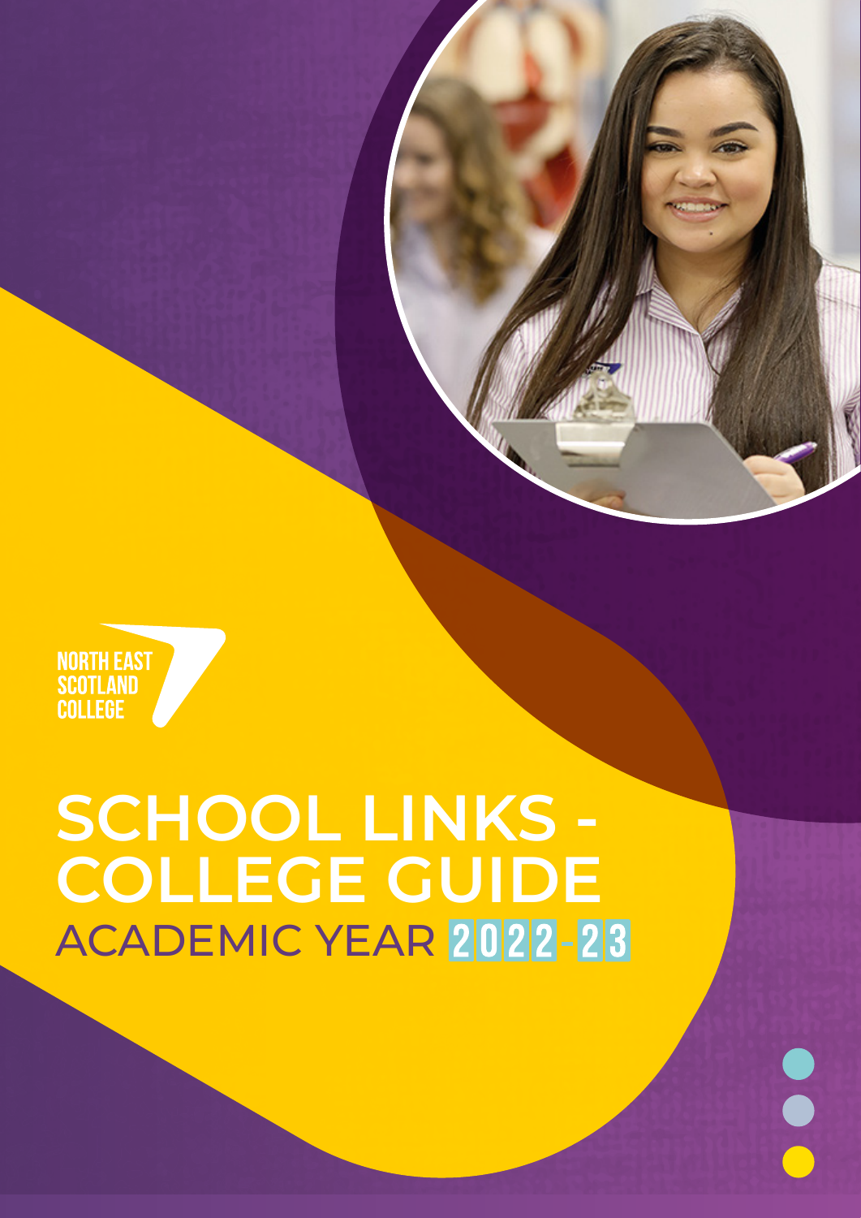NORTH EAST SCOTLAND COLLEGE

# SCHOOL LINKS - COLLEGE GUIDE

ACADEMIC YEAR 2022-23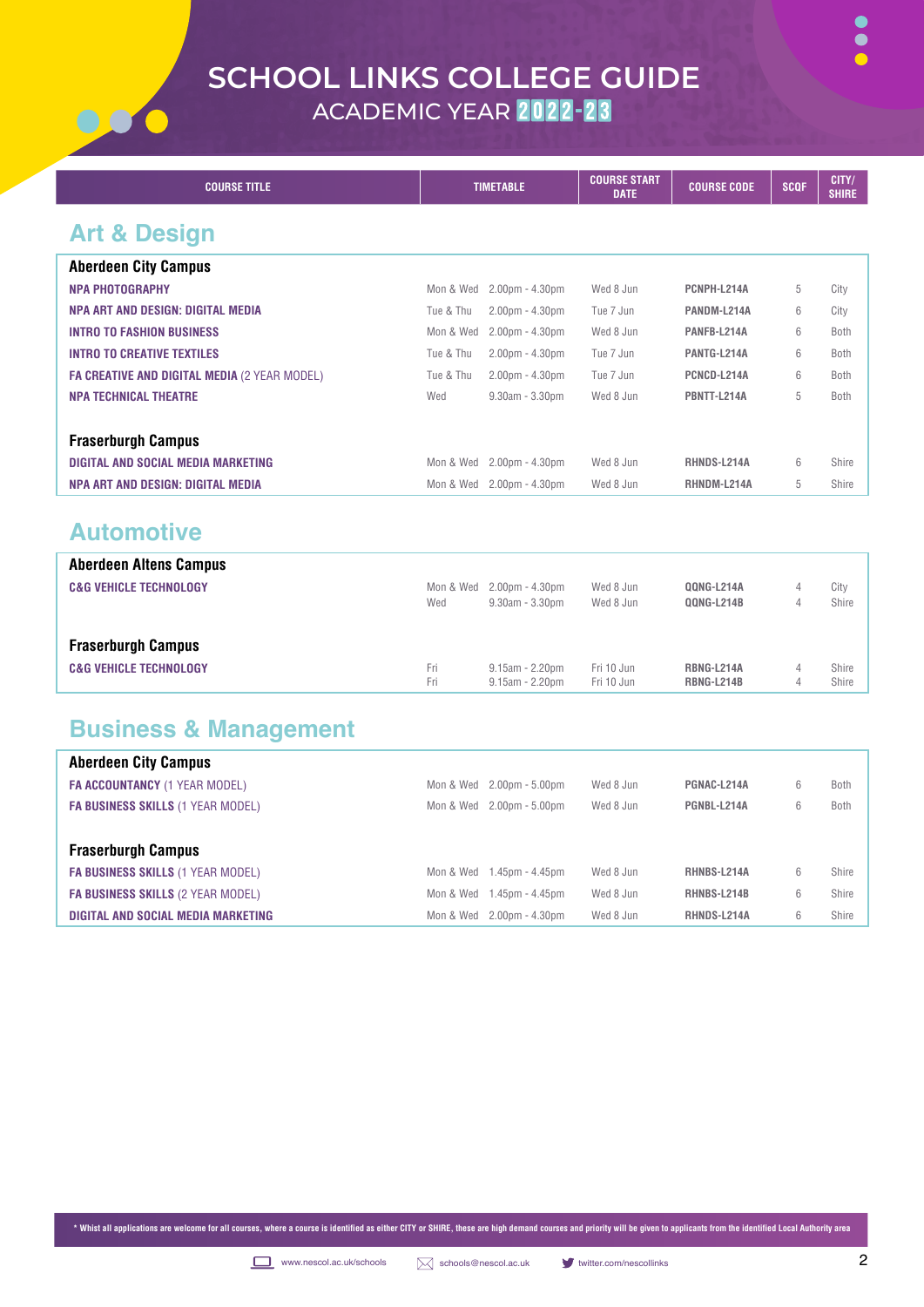# SCHOOL LINKS COLLEGE GUIDE

ACADEMIC YEAR 2022-23

| COURSE TITLE | TIMETABLE | | COURSE START DATE | COURSE CODE | SCQF | CITY/ SHIRE |
|---|---|---|---|---|---|---|

## Art & Design

| COURSE TITLE | TIMETABLE | | COURSE START DATE | COURSE CODE | SCQF | CITY/ SHIRE |
|---|---|---|---|---|---|---|
| **Aberdeen City Campus** | | | | | | |
| **NPA PHOTOGRAPHY** | Mon & Wed | 2.00pm - 4.30pm | Wed 8 Jun | **PCNPH-L214A** | 5 | City |
| **NPA ART AND DESIGN: DIGITAL MEDIA** | Tue & Thu | 2.00pm - 4.30pm | Tue 7 Jun | **PANDM-L214A** | 6 | City |
| **INTRO TO FASHION BUSINESS** | Mon & Wed | 2.00pm - 4.30pm | Wed 8 Jun | **PANFB-L214A** | 6 | Both |
| **INTRO TO CREATIVE TEXTILES** | Tue & Thu | 2.00pm - 4.30pm | Tue 7 Jun | **PANTG-L214A** | 6 | Both |
| **FA CREATIVE AND DIGITAL MEDIA** (2 YEAR MODEL) | Tue & Thu | 2.00pm - 4.30pm | Tue 7 Jun | **PCNCD-L214A** | 6 | Both |
| **NPA TECHNICAL THEATRE** | Wed | 9.30am - 3.30pm | Wed 8 Jun | **PBNTT-L214A** | 5 | Both |
| **Fraserburgh Campus** | | | | | | |
| **DIGITAL AND SOCIAL MEDIA MARKETING** | Mon & Wed | 2.00pm - 4.30pm | Wed 8 Jun | **RHNDS-L214A** | 6 | Shire |
| **NPA ART AND DESIGN: DIGITAL MEDIA** | Mon & Wed | 2.00pm - 4.30pm | Wed 8 Jun | **RHNDM-L214A** | 5 | Shire |

## Automotive

| COURSE TITLE | TIMETABLE | | COURSE START DATE | COURSE CODE | SCQF | CITY/ SHIRE |
|---|---|---|---|---|---|---|
| **Aberdeen Altens Campus** | | | | | | |
| **C&G VEHICLE TECHNOLOGY** | Mon & Wed | 2.00pm - 4.30pm | Wed 8 Jun | **QQNG-L214A** | 4 | City |
| | Wed | 9.30am - 3.30pm | Wed 8 Jun | **QQNG-L214B** | 4 | Shire |
| **Fraserburgh Campus** | | | | | | |
| **C&G VEHICLE TECHNOLOGY** | Fri | 9.15am - 2.20pm | Fri 10 Jun | **RBNG-L214A** | 4 | Shire |
| | Fri | 9.15am - 2.20pm | Fri 10 Jun | **RBNG-L214B** | 4 | Shire |

## Business & Management

| COURSE TITLE | TIMETABLE | | COURSE START DATE | COURSE CODE | SCQF | CITY/ SHIRE |
|---|---|---|---|---|---|---|
| **Aberdeen City Campus** | | | | | | |
| **FA ACCOUNTANCY** (1 YEAR MODEL) | Mon & Wed | 2.00pm - 5.00pm | Wed 8 Jun | **PGNAC-L214A** | 6 | Both |
| **FA BUSINESS SKILLS** (1 YEAR MODEL) | Mon & Wed | 2.00pm - 5.00pm | Wed 8 Jun | **PGNBL-L214A** | 6 | Both |
| **Fraserburgh Campus** | | | | | | |
| **FA BUSINESS SKILLS** (1 YEAR MODEL) | Mon & Wed | 1.45pm - 4.45pm | Wed 8 Jun | **RHNBS-L214A** | 6 | Shire |
| **FA BUSINESS SKILLS** (2 YEAR MODEL) | Mon & Wed | 1.45pm - 4.45pm | Wed 8 Jun | **RHNBS-L214B** | 6 | Shire |
| **DIGITAL AND SOCIAL MEDIA MARKETING** | Mon & Wed | 2.00pm - 4.30pm | Wed 8 Jun | **RHNDS-L214A** | 6 | Shire |

\* Whilst all applications are welcome for all courses, where a course is identified as either CITY or SHIRE, these are high demand courses and priority will be given to applicants from the identified Local Authority area

www.nescol.ac.uk/schools | schools@nescol.ac.uk | twitter.com/nescollinks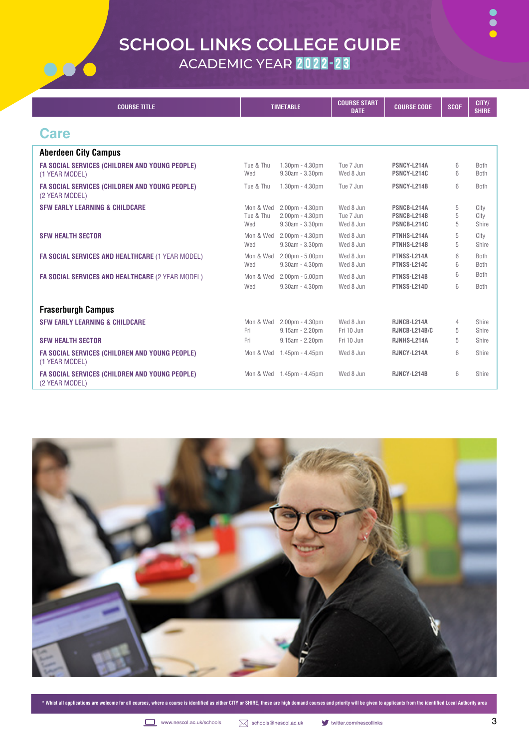# SCHOOL LINKS COLLEGE GUIDE

## ACADEMIC YEAR 2022-23

| COURSE TITLE | TIMETABLE | | COURSE START DATE | COURSE CODE | SCQF | CITY/ SHIRE |
|---|---|---|---|---|---|---|

## Care

### Aberdeen City Campus

| COURSE TITLE | TIMETABLE | | COURSE START DATE | COURSE CODE | SCQF | CITY/ SHIRE |
|---|---|---|---|---|---|---|
| **FA SOCIAL SERVICES (CHILDREN AND YOUNG PEOPLE)** (1 YEAR MODEL) | Tue & Thu | 1.30pm - 4.30pm | Tue 7 Jun | PSNCY-L214A | 6 | Both |
| | Wed | 9.30am - 3.30pm | Wed 8 Jun | PSNCY-L214C | 6 | Both |
| **FA SOCIAL SERVICES (CHILDREN AND YOUNG PEOPLE)** (2 YEAR MODEL) | Tue & Thu | 1.30pm - 4.30pm | Tue 7 Jun | PSNCY-L214B | 6 | Both |
| **SFW EARLY LEARNING & CHILDCARE** | Mon & Wed | 2.00pm - 4.30pm | Wed 8 Jun | PSNCB-L214A | 5 | City |
| | Tue & Thu | 2.00pm - 4.30pm | Tue 7 Jun | PSNCB-L214B | 5 | City |
| | Wed | 9.30am - 3.30pm | Wed 8 Jun | PSNCB-L214C | 5 | Shire |
| **SFW HEALTH SECTOR** | Mon & Wed | 2.00pm - 4.30pm | Wed 8 Jun | PTNHS-L214A | 5 | City |
| | Wed | 9.30am - 3.30pm | Wed 8 Jun | PTNHS-L214B | 5 | Shire |
| **FA SOCIAL SERVICES AND HEALTHCARE** (1 YEAR MODEL) | Mon & Wed | 2.00pm - 5.00pm | Wed 8 Jun | PTNSS-L214A | 6 | Both |
| | Wed | 9.30am - 4.30pm | Wed 8 Jun | PTNSS-L214C | 6 | Both |
| **FA SOCIAL SERVICES AND HEALTHCARE** (2 YEAR MODEL) | Mon & Wed | 2.00pm - 5.00pm | Wed 8 Jun | PTNSS-L214B | 6 | Both |
| | Wed | 9.30am - 4.30pm | Wed 8 Jun | PTNSS-L214D | 6 | Both |

### Fraserburgh Campus

| COURSE TITLE | TIMETABLE | | COURSE START DATE | COURSE CODE | SCQF | CITY/ SHIRE |
|---|---|---|---|---|---|---|
| **SFW EARLY LEARNING & CHILDCARE** | Mon & Wed | 2.00pm - 4.30pm | Wed 8 Jun | RJNCB-L214A | 4 | Shire |
| | Fri | 9.15am - 2.20pm | Fri 10 Jun | RJNCB-L214B/C | 5 | Shire |
| **SFW HEALTH SECTOR** | Fri | 9.15am - 2.20pm | Fri 10 Jun | RJNHS-L214A | 5 | Shire |
| **FA SOCIAL SERVICES (CHILDREN AND YOUNG PEOPLE)** (1 YEAR MODEL) | Mon & Wed | 1.45pm - 4.45pm | Wed 8 Jun | RJNCY-L214A | 6 | Shire |
| **FA SOCIAL SERVICES (CHILDREN AND YOUNG PEOPLE)** (2 YEAR MODEL) | Mon & Wed | 1.45pm - 4.45pm | Wed 8 Jun | RJNCY-L214B | 6 | Shire |

\* Whilst all applications are welcome for all courses, where a course is identified as either CITY or SHIRE, these are high demand courses and priority will be given to applicants from the identified Local Authority area

www.nescol.ac.uk/schools | schools@nescol.ac.uk | twitter.com/nescollinks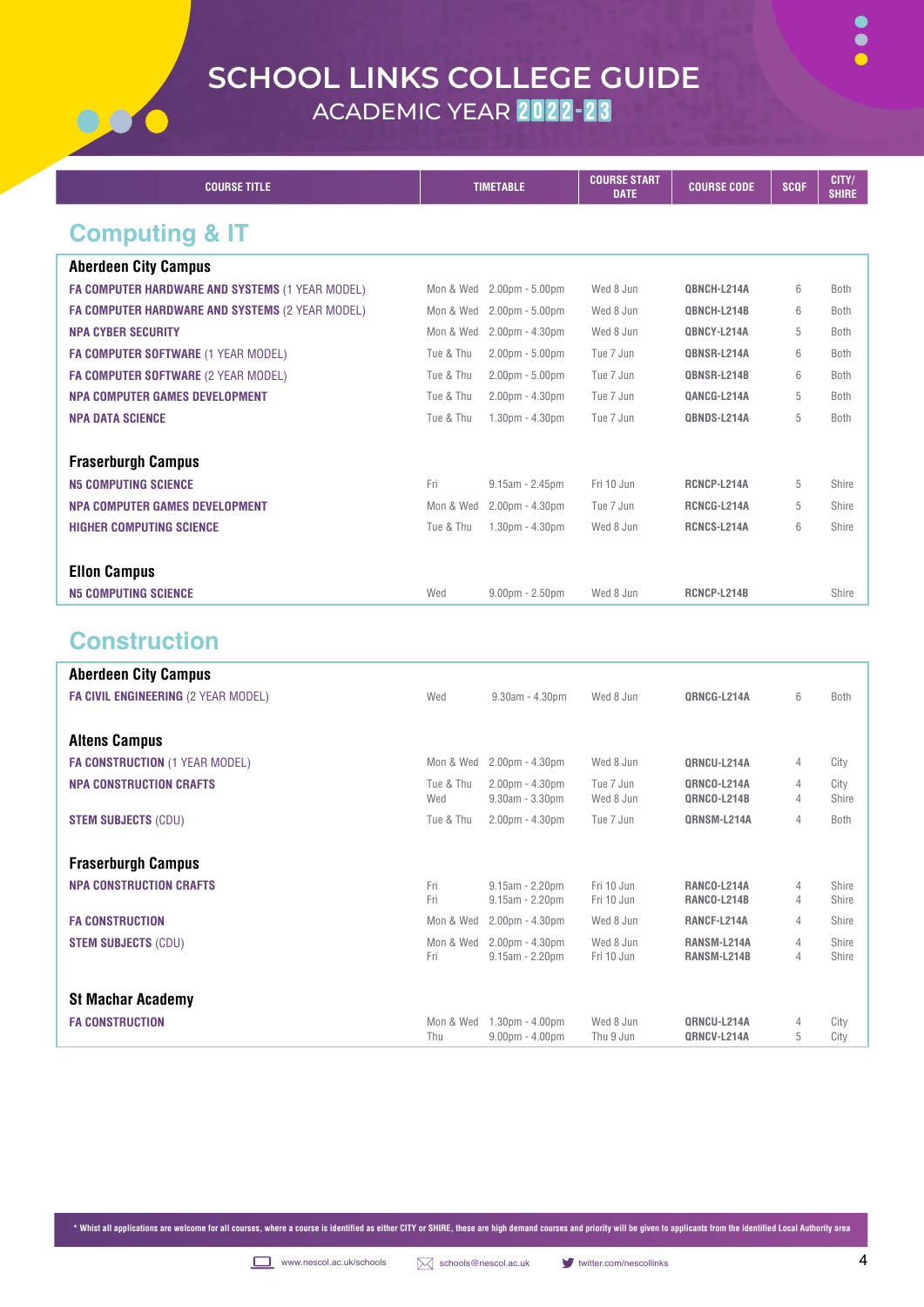# SCHOOL LINKS COLLEGE GUIDE

ACADEMIC YEAR 2022-23

| COURSE TITLE | TIMETABLE | | COURSE START DATE | COURSE CODE | SCQF | CITY/ SHIRE |
|---|---|---|---|---|---|---|

## Computing & IT

| COURSE TITLE | TIMETABLE | | COURSE START DATE | COURSE CODE | SCQF | CITY/ SHIRE |
|---|---|---|---|---|---|---|
| **Aberdeen City Campus** | | | | | | |
| **FA COMPUTER HARDWARE AND SYSTEMS** (1 YEAR MODEL) | Mon & Wed | 2.00pm - 5.00pm | Wed 8 Jun | QBNCH-L214A | 6 | Both |
| **FA COMPUTER HARDWARE AND SYSTEMS** (2 YEAR MODEL) | Mon & Wed | 2.00pm - 5.00pm | Wed 8 Jun | QBNCH-L214B | 6 | Both |
| **NPA CYBER SECURITY** | Mon & Wed | 2.00pm - 4.30pm | Wed 8 Jun | QBNCY-L214A | 5 | Both |
| **FA COMPUTER SOFTWARE** (1 YEAR MODEL) | Tue & Thu | 2.00pm - 5.00pm | Tue 7 Jun | QBNSR-L214A | 6 | Both |
| **FA COMPUTER SOFTWARE** (2 YEAR MODEL) | Tue & Thu | 2.00pm - 5.00pm | Tue 7 Jun | QBNSR-L214B | 6 | Both |
| **NPA COMPUTER GAMES DEVELOPMENT** | Tue & Thu | 2.00pm - 4.30pm | Tue 7 Jun | QANCG-L214A | 5 | Both |
| **NPA DATA SCIENCE** | Tue & Thu | 1.30pm - 4.30pm | Tue 7 Jun | QBNDS-L214A | 5 | Both |
| **Fraserburgh Campus** | | | | | | |
| **N5 COMPUTING SCIENCE** | Fri | 9.15am - 2.45pm | Fri 10 Jun | RCNCP-L214A | 5 | Shire |
| **NPA COMPUTER GAMES DEVELOPMENT** | Mon & Wed | 2.00pm - 4.30pm | Tue 7 Jun | RCNCG-L214A | 5 | Shire |
| **HIGHER COMPUTING SCIENCE** | Tue & Thu | 1.30pm - 4.30pm | Wed 8 Jun | RCNCS-L214A | 6 | Shire |
| **Ellon Campus** | | | | | | |
| **N5 COMPUTING SCIENCE** | Wed | 9.00pm - 2.50pm | Wed 8 Jun | RCNCP-L214B | | Shire |

## Construction

| COURSE TITLE | TIMETABLE | | COURSE START DATE | COURSE CODE | SCQF | CITY/ SHIRE |
|---|---|---|---|---|---|---|
| **Aberdeen City Campus** | | | | | | |
| **FA CIVIL ENGINEERING** (2 YEAR MODEL) | Wed | 9.30am - 4.30pm | Wed 8 Jun | QRNCG-L214A | 6 | Both |
| **Altens Campus** | | | | | | |
| **FA CONSTRUCTION** (1 YEAR MODEL) | Mon & Wed | 2.00pm - 4.30pm | Wed 8 Jun | QRNCU-L214A | 4 | City |
| **NPA CONSTRUCTION CRAFTS** | Tue & Thu | 2.00pm - 4.30pm | Tue 7 Jun | QRNCO-L214A | 4 | City |
| | Wed | 9.30am - 3.30pm | Wed 8 Jun | QRNCO-L214B | 4 | Shire |
| **STEM SUBJECTS** (CDU) | Tue & Thu | 2.00pm - 4.30pm | Tue 7 Jun | QRNSM-L214A | 4 | Both |
| **Fraserburgh Campus** | | | | | | |
| **NPA CONSTRUCTION CRAFTS** | Fri | 9.15am - 2.20pm | Fri 10 Jun | RANCO-L214A | 4 | Shire |
| | Fri | 9.15am - 2.20pm | Fri 10 Jun | RANCO-L214B | 4 | Shire |
| **FA CONSTRUCTION** | Mon & Wed | 2.00pm - 4.30pm | Wed 8 Jun | RANCF-L214A | 4 | Shire |
| **STEM SUBJECTS** (CDU) | Mon & Wed | 2.00pm - 4.30pm | Wed 8 Jun | RANSM-L214A | 4 | Shire |
| | Fri | 9.15am - 2.20pm | Fri 10 Jun | RANSM-L214B | 4 | Shire |
| **St Machar Academy** | | | | | | |
| **FA CONSTRUCTION** | Mon & Wed | 1.30pm - 4.00pm | Wed 8 Jun | QRNCU-L214A | 4 | City |
| | Thu | 9.00pm - 4.00pm | Thu 9 Jun | QRNCV-L214A | 5 | City |

* Whilst all applications are welcome for all courses, where a course is identified as either CITY or SHIRE, these are high demand courses and priority will be given to applicants from the identified Local Authority area

www.nescol.ac.uk/schools | schools@nescol.ac.uk | twitter.com/nescollinks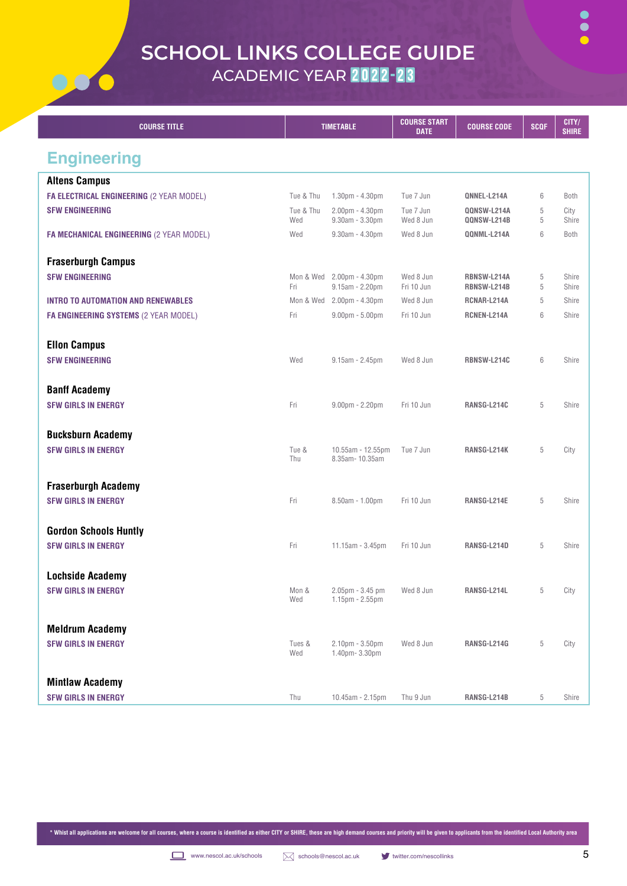# SCHOOL LINKS COLLEGE GUIDE

ACADEMIC YEAR 2022-23

| COURSE TITLE | TIMETABLE | | COURSE START DATE | COURSE CODE | SCQF | CITY/ SHIRE |
|---|---|---|---|---|---|---|
| **Engineering** | | | | | | |
| **Altens Campus** | | | | | | |
| **FA ELECTRICAL ENGINEERING** (2 YEAR MODEL) | Tue & Thu | 1.30pm - 4.30pm | Tue 7 Jun | QNNEL-L214A | 6 | Both |
| **SFW ENGINEERING** | Tue & Thu<br>Wed | 2.00pm - 4.30pm<br>9.30am - 3.30pm | Tue 7 Jun<br>Wed 8 Jun | QQNSW-L214A<br>QQNSW-L214B | 5<br>5 | City<br>Shire |
| **FA MECHANICAL ENGINEERING** (2 YEAR MODEL) | Wed | 9.30am - 4.30pm | Wed 8 Jun | QQNML-L214A | 6 | Both |
| **Fraserburgh Campus** | | | | | | |
| **SFW ENGINEERING** | Mon & Wed<br>Fri | 2.00pm - 4.30pm<br>9.15am - 2.20pm | Wed 8 Jun<br>Fri 10 Jun | RBNSW-L214A<br>RBNSW-L214B | 5<br>5 | Shire<br>Shire |
| **INTRO TO AUTOMATION AND RENEWABLES** | Mon & Wed | 2.00pm - 4.30pm | Wed 8 Jun | RCNAR-L214A | 5 | Shire |
| **FA ENGINEERING SYSTEMS** (2 YEAR MODEL) | Fri | 9.00pm - 5.00pm | Fri 10 Jun | RCNEN-L214A | 6 | Shire |
| **Ellon Campus** | | | | | | |
| **SFW ENGINEERING** | Wed | 9.15am - 2.45pm | Wed 8 Jun | RBNSW-L214C | 6 | Shire |
| **Banff Academy** | | | | | | |
| **SFW GIRLS IN ENERGY** | Fri | 9.00pm - 2.20pm | Fri 10 Jun | RANSG-L214C | 5 | Shire |
| **Bucksburn Academy** | | | | | | |
| **SFW GIRLS IN ENERGY** | Tue &<br>Thu | 10.55am - 12.55pm<br>8.35am- 10.35am | Tue 7 Jun | RANSG-L214K | 5 | City |
| **Fraserburgh Academy** | | | | | | |
| **SFW GIRLS IN ENERGY** | Fri | 8.50am - 1.00pm | Fri 10 Jun | RANSG-L214E | 5 | Shire |
| **Gordon Schools Huntly** | | | | | | |
| **SFW GIRLS IN ENERGY** | Fri | 11.15am - 3.45pm | Fri 10 Jun | RANSG-L214D | 5 | Shire |
| **Lochside Academy** | | | | | | |
| **SFW GIRLS IN ENERGY** | Mon &<br>Wed | 2.05pm - 3.45 pm<br>1.15pm - 2.55pm | Wed 8 Jun | RANSG-L214L | 5 | City |
| **Meldrum Academy** | | | | | | |
| **SFW GIRLS IN ENERGY** | Tues &<br>Wed | 2.10pm - 3.50pm<br>1.40pm- 3.30pm | Wed 8 Jun | RANSG-L214G | 5 | City |
| **Mintlaw Academy** | | | | | | |
| **SFW GIRLS IN ENERGY** | Thu | 10.45am - 2.15pm | Thu 9 Jun | RANSG-L214B | 5 | Shire |

* Whilst all applications are welcome for all courses, where a course is identified as either CITY or SHIRE, these are high demand courses and priority will be given to applicants from the identified Local Authority area

www.nescol.ac.uk/schools   schools@nescol.ac.uk   twitter.com/nescollinks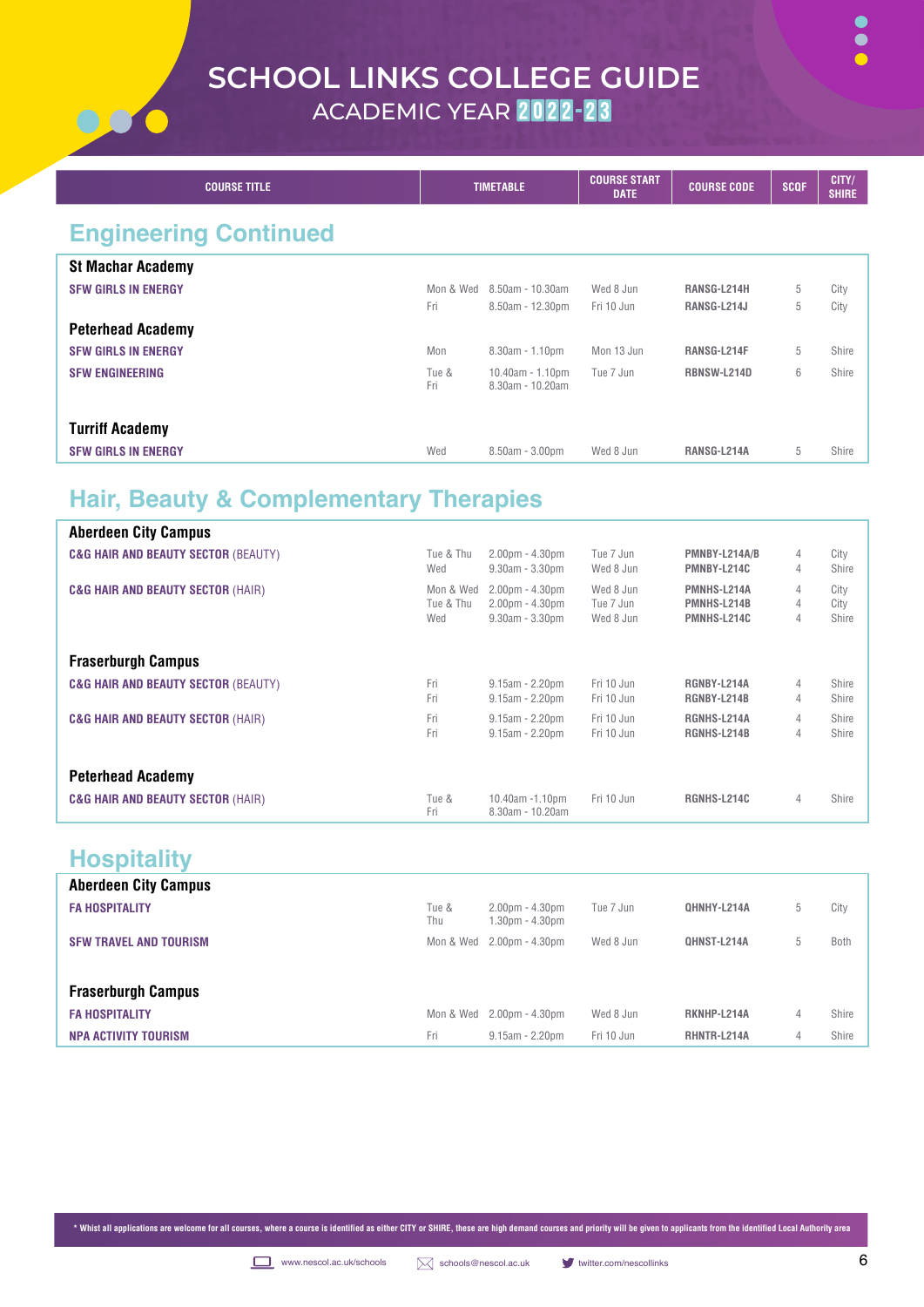# SCHOOL LINKS COLLEGE GUIDE

ACADEMIC YEAR 2022-23

| COURSE TITLE | TIMETABLE | | COURSE START DATE | COURSE CODE | SCQF | CITY/ SHIRE |
|---|---|---|---|---|---|---|

## Engineering Continued

| COURSE TITLE | TIMETABLE | | COURSE START DATE | COURSE CODE | SCQF | CITY/ SHIRE |
|---|---|---|---|---|---|---|
| **St Machar Academy** | | | | | | |
| SFW GIRLS IN ENERGY | Mon & Wed | 8.50am - 10.30am | Wed 8 Jun | RANSG-L214H | 5 | City |
| | Fri | 8.50am - 12.30pm | Fri 10 Jun | RANSG-L214J | 5 | City |
| **Peterhead Academy** | | | | | | |
| SFW GIRLS IN ENERGY | Mon | 8.30am - 1.10pm | Mon 13 Jun | RANSG-L214F | 5 | Shire |
| SFW ENGINEERING | Tue & Fri | 10.40am - 1.10pm<br>8.30am - 10.20am | Tue 7 Jun | RBNSW-L214D | 6 | Shire |
| **Turriff Academy** | | | | | | |
| SFW GIRLS IN ENERGY | Wed | 8.50am - 3.00pm | Wed 8 Jun | RANSG-L214A | 5 | Shire |

## Hair, Beauty & Complementary Therapies

| COURSE TITLE | TIMETABLE | | COURSE START DATE | COURSE CODE | SCQF | CITY/ SHIRE |
|---|---|---|---|---|---|---|
| **Aberdeen City Campus** | | | | | | |
| C&G HAIR AND BEAUTY SECTOR (BEAUTY) | Tue & Thu | 2.00pm - 4.30pm | Tue 7 Jun | PMNBY-L214A/B | 4 | City |
| | Wed | 9.30am - 3.30pm | Wed 8 Jun | PMNBY-L214C | 4 | Shire |
| C&G HAIR AND BEAUTY SECTOR (HAIR) | Mon & Wed | 2.00pm - 4.30pm | Wed 8 Jun | PMNHS-L214A | 4 | City |
| | Tue & Thu | 2.00pm - 4.30pm | Tue 7 Jun | PMNHS-L214B | 4 | City |
| | Wed | 9.30am - 3.30pm | Wed 8 Jun | PMNHS-L214C | 4 | Shire |
| **Fraserburgh Campus** | | | | | | |
| C&G HAIR AND BEAUTY SECTOR (BEAUTY) | Fri | 9.15am - 2.20pm | Fri 10 Jun | RGNBY-L214A | 4 | Shire |
| | Fri | 9.15am - 2.20pm | Fri 10 Jun | RGNBY-L214B | 4 | Shire |
| C&G HAIR AND BEAUTY SECTOR (HAIR) | Fri | 9.15am - 2.20pm | Fri 10 Jun | RGNHS-L214A | 4 | Shire |
| | Fri | 9.15am - 2.20pm | Fri 10 Jun | RGNHS-L214B | 4 | Shire |
| **Peterhead Academy** | | | | | | |
| C&G HAIR AND BEAUTY SECTOR (HAIR) | Tue & Fri | 10.40am -1.10pm<br>8.30am - 10.20am | Fri 10 Jun | RGNHS-L214C | 4 | Shire |

## Hospitality

| COURSE TITLE | TIMETABLE | | COURSE START DATE | COURSE CODE | SCQF | CITY/ SHIRE |
|---|---|---|---|---|---|---|
| **Aberdeen City Campus** | | | | | | |
| FA HOSPITALITY | Tue & Thu | 2.00pm - 4.30pm<br>1.30pm - 4.30pm | Tue 7 Jun | QHNHY-L214A | 5 | City |
| SFW TRAVEL AND TOURISM | Mon & Wed | 2.00pm - 4.30pm | Wed 8 Jun | QHNST-L214A | 5 | Both |
| **Fraserburgh Campus** | | | | | | |
| FA HOSPITALITY | Mon & Wed | 2.00pm - 4.30pm | Wed 8 Jun | RKNHP-L214A | 4 | Shire |
| NPA ACTIVITY TOURISM | Fri | 9.15am - 2.20pm | Fri 10 Jun | RHNTR-L214A | 4 | Shire |

* Whilst all applications are welcome for all courses, where a course is identified as either CITY or SHIRE, these are high demand courses and priority will be given to applicants from the identified Local Authority area

www.nescol.ac.uk/schools | schools@nescol.ac.uk | twitter.com/nescollinks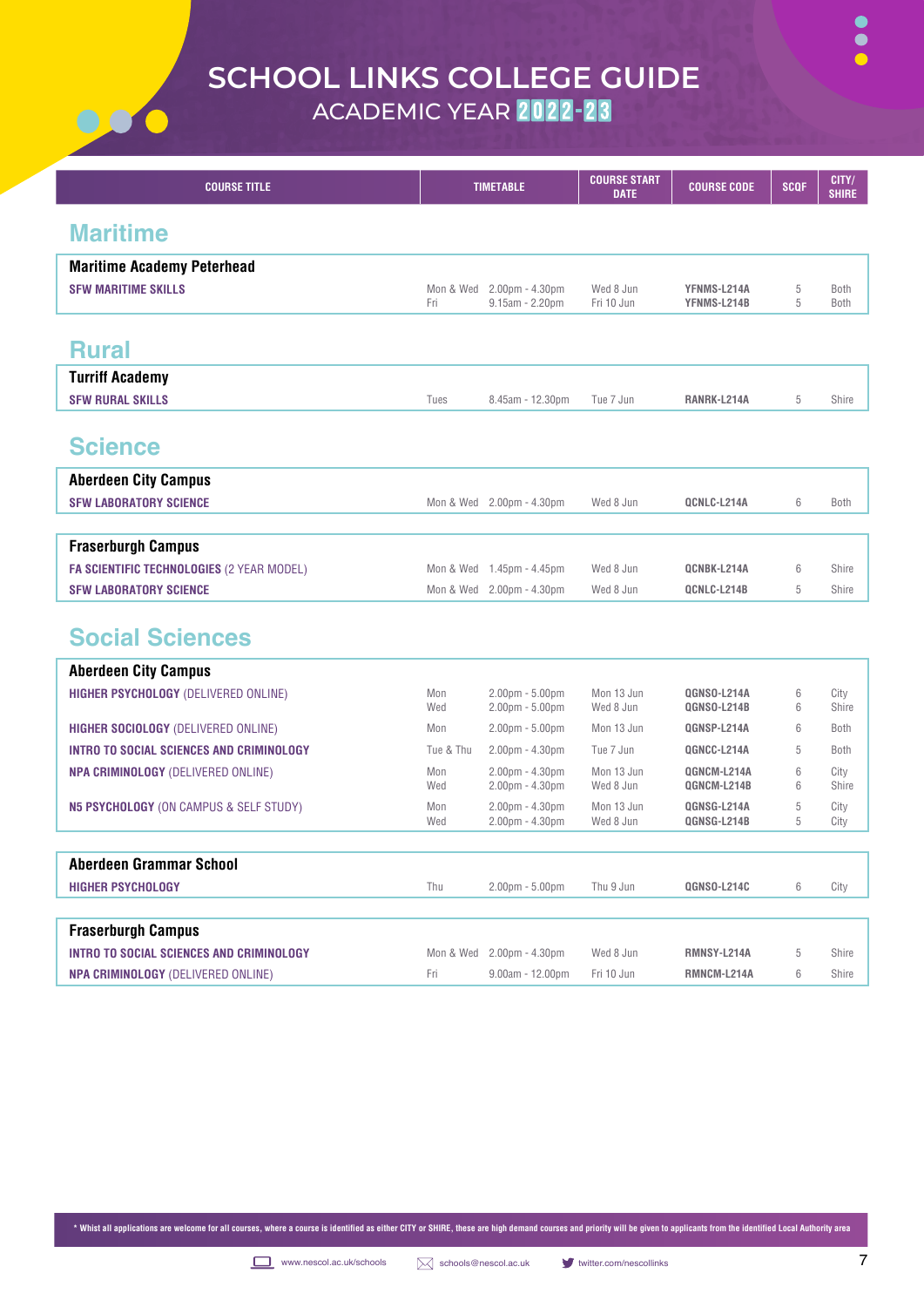# SCHOOL LINKS COLLEGE GUIDE

## ACADEMIC YEAR 2022-23

## Maritime

| COURSE TITLE | TIMETABLE | | COURSE START DATE | COURSE CODE | SCQF | CITY/ SHIRE |
|---|---|---|---|---|---|---|
| **Maritime Academy Peterhead** | | | | | | |
| **SFW MARITIME SKILLS** | Mon & Wed | 2.00pm - 4.30pm | Wed 8 Jun | YFNMS-L214A | 5 | Both |
| | Fri | 9.15am - 2.20pm | Fri 10 Jun | YFNMS-L214B | 5 | Both |

## Rural

| COURSE TITLE | TIMETABLE | | COURSE START DATE | COURSE CODE | SCQF | CITY/ SHIRE |
|---|---|---|---|---|---|---|
| **Turriff Academy** | | | | | | |
| **SFW RURAL SKILLS** | Tues | 8.45am - 12.30pm | Tue 7 Jun | RANRK-L214A | 5 | Shire |

## Science

| COURSE TITLE | TIMETABLE | | COURSE START DATE | COURSE CODE | SCQF | CITY/ SHIRE |
|---|---|---|---|---|---|---|
| **Aberdeen City Campus** | | | | | | |
| **SFW LABORATORY SCIENCE** | Mon & Wed | 2.00pm - 4.30pm | Wed 8 Jun | QCNLC-L214A | 6 | Both |
| **Fraserburgh Campus** | | | | | | |
| **FA SCIENTIFIC TECHNOLOGIES** (2 YEAR MODEL) | Mon & Wed | 1.45pm - 4.45pm | Wed 8 Jun | QCNBK-L214A | 6 | Shire |
| **SFW LABORATORY SCIENCE** | Mon & Wed | 2.00pm - 4.30pm | Wed 8 Jun | QCNLC-L214B | 5 | Shire |

## Social Sciences

| COURSE TITLE | TIMETABLE | | COURSE START DATE | COURSE CODE | SCQF | CITY/ SHIRE |
|---|---|---|---|---|---|---|
| **Aberdeen City Campus** | | | | | | |
| **HIGHER PSYCHOLOGY** (DELIVERED ONLINE) | Mon | 2.00pm - 5.00pm | Mon 13 Jun | QGNSO-L214A | 6 | City |
| | Wed | 2.00pm - 5.00pm | Wed 8 Jun | QGNSO-L214B | 6 | Shire |
| **HIGHER SOCIOLOGY** (DELIVERED ONLINE) | Mon | 2.00pm - 5.00pm | Mon 13 Jun | QGNSP-L214A | 6 | Both |
| **INTRO TO SOCIAL SCIENCES AND CRIMINOLOGY** | Tue & Thu | 2.00pm - 4.30pm | Tue 7 Jun | QGNCC-L214A | 5 | Both |
| **NPA CRIMINOLOGY** (DELIVERED ONLINE) | Mon | 2.00pm - 4.30pm | Mon 13 Jun | QGNCM-L214A | 6 | City |
| | Wed | 2.00pm - 4.30pm | Wed 8 Jun | QGNCM-L214B | 6 | Shire |
| **N5 PSYCHOLOGY** (ON CAMPUS & SELF STUDY) | Mon | 2.00pm - 4.30pm | Mon 13 Jun | QGNSG-L214A | 5 | City |
| | Wed | 2.00pm - 4.30pm | Wed 8 Jun | QGNSG-L214B | 5 | City |
| **Aberdeen Grammar School** | | | | | | |
| **HIGHER PSYCHOLOGY** | Thu | 2.00pm - 5.00pm | Thu 9 Jun | QGNSO-L214C | 6 | City |
| **Fraserburgh Campus** | | | | | | |
| **INTRO TO SOCIAL SCIENCES AND CRIMINOLOGY** | Mon & Wed | 2.00pm - 4.30pm | Wed 8 Jun | RMNSY-L214A | 5 | Shire |
| **NPA CRIMINOLOGY** (DELIVERED ONLINE) | Fri | 9.00am - 12.00pm | Fri 10 Jun | RMNCM-L214A | 6 | Shire |

* Whilst all applications are welcome for all courses, where a course is identified as either CITY or SHIRE, these are high demand courses and priority will be given to applicants from the identified Local Authority area

www.nescol.ac.uk/schools | schools@nescol.ac.uk | twitter.com/nescollinks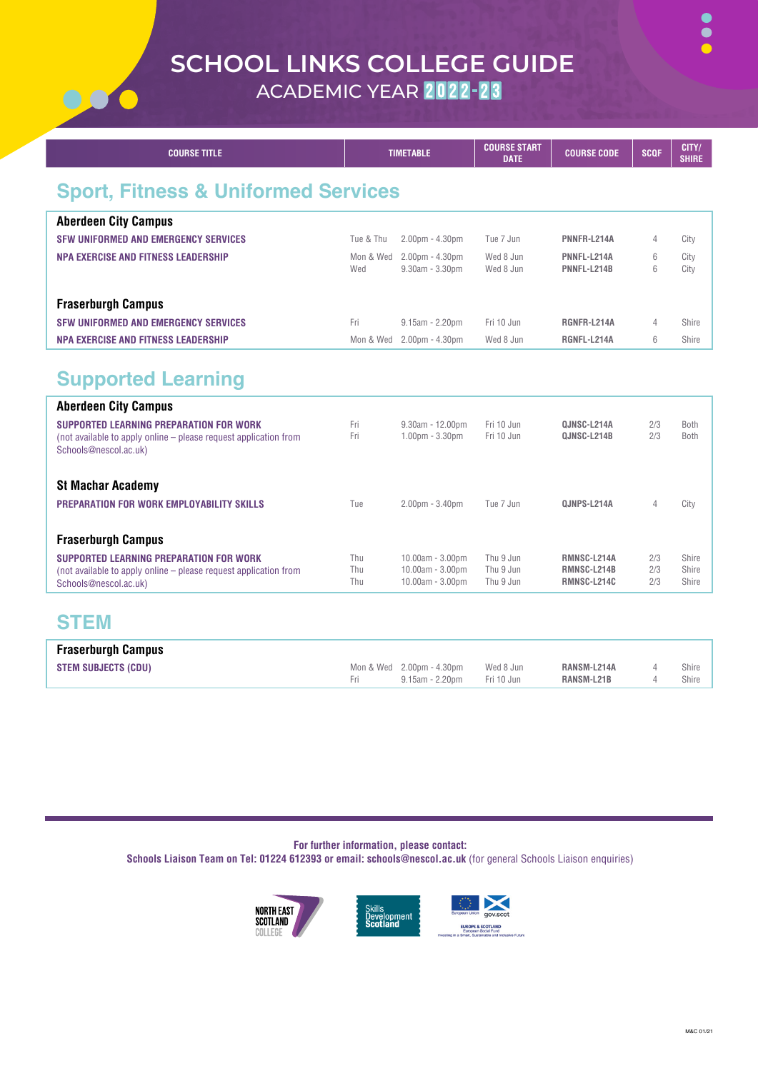# SCHOOL LINKS COLLEGE GUIDE

## ACADEMIC YEAR 2022-23

| COURSE TITLE | TIMETABLE | | COURSE START DATE | COURSE CODE | SCQF | CITY/ SHIRE |
|---|---|---|---|---|---|---|

## Sport, Fitness & Uniformed Services

| COURSE TITLE | TIMETABLE | | COURSE START DATE | COURSE CODE | SCQF | CITY/ SHIRE |
|---|---|---|---|---|---|---|
| **Aberdeen City Campus** | | | | | | |
| SFW UNIFORMED AND EMERGENCY SERVICES | Tue & Thu | 2.00pm - 4.30pm | Tue 7 Jun | PNNFR-L214A | 4 | City |
| NPA EXERCISE AND FITNESS LEADERSHIP | Mon & Wed | 2.00pm - 4.30pm | Wed 8 Jun | PNNFL-L214A | 6 | City |
| | Wed | 9.30am - 3.30pm | Wed 8 Jun | PNNFL-L214B | 6 | City |
| **Fraserburgh Campus** | | | | | | |
| SFW UNIFORMED AND EMERGENCY SERVICES | Fri | 9.15am - 2.20pm | Fri 10 Jun | RGNFR-L214A | 4 | Shire |
| NPA EXERCISE AND FITNESS LEADERSHIP | Mon & Wed | 2.00pm - 4.30pm | Wed 8 Jun | RGNFL-L214A | 6 | Shire |

## Supported Learning

| COURSE TITLE | TIMETABLE | | COURSE START DATE | COURSE CODE | SCQF | CITY/ SHIRE |
|---|---|---|---|---|---|---|
| **Aberdeen City Campus** | | | | | | |
| SUPPORTED LEARNING PREPARATION FOR WORK (not available to apply online – please request application from Schools@nescol.ac.uk) | Fri | 9.30am - 12.00pm | Fri 10 Jun | QJNSC-L214A | 2/3 | Both |
| | Fri | 1.00pm - 3.30pm | Fri 10 Jun | QJNSC-L214B | 2/3 | Both |
| **St Machar Academy** | | | | | | |
| PREPARATION FOR WORK EMPLOYABILITY SKILLS | Tue | 2.00pm - 3.40pm | Tue 7 Jun | QJNPS-L214A | 4 | City |
| **Fraserburgh Campus** | | | | | | |
| SUPPORTED LEARNING PREPARATION FOR WORK (not available to apply online – please request application from Schools@nescol.ac.uk) | Thu | 10.00am - 3.00pm | Thu 9 Jun | RMNSC-L214A | 2/3 | Shire |
| | Thu | 10.00am - 3.00pm | Thu 9 Jun | RMNSC-L214B | 2/3 | Shire |
| | Thu | 10.00am - 3.00pm | Thu 9 Jun | RMNSC-L214C | 2/3 | Shire |

## STEM

| COURSE TITLE | TIMETABLE | | COURSE START DATE | COURSE CODE | SCQF | CITY/ SHIRE |
|---|---|---|---|---|---|---|
| **Fraserburgh Campus** | | | | | | |
| STEM SUBJECTS (CDU) | Mon & Wed | 2.00pm - 4.30pm | Wed 8 Jun | RANSM-L214A | 4 | Shire |
| | Fri | 9.15am - 2.20pm | Fri 10 Jun | RANSM-L21B | 4 | Shire |

**For further information, please contact:**
**Schools Liaison Team on Tel: 01224 612393 or email: schools@nescol.ac.uk** (for general Schools Liaison enquiries)

NORTH EAST SCOTLAND COLLEGE

Skills Development Scotland

European Union gov.scot EUROPE & SCOTLAND European Social Fund Investing in a Smart, Sustainable and Inclusive Future

M&C 01/21